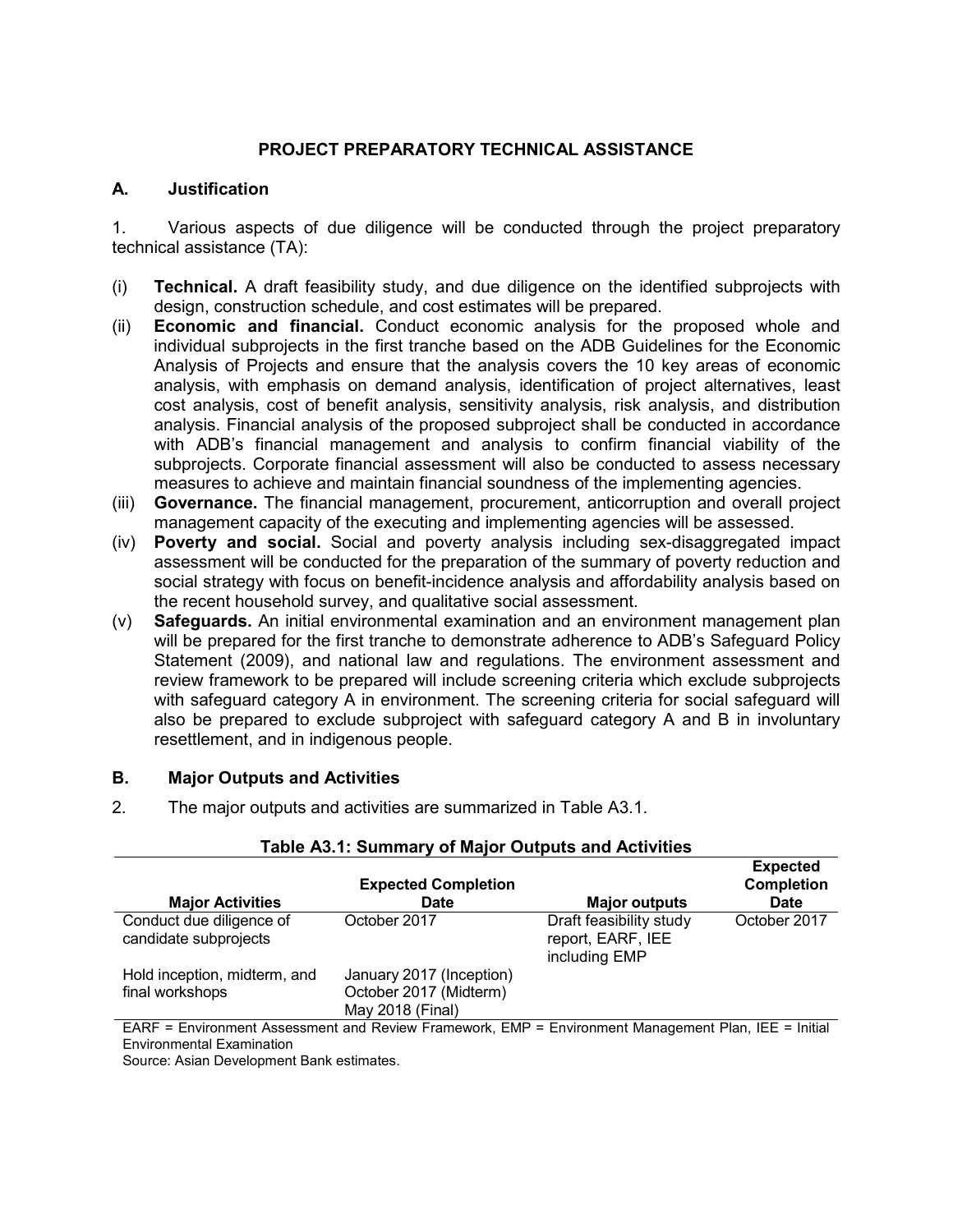# PROJECT PREPARATORY TECHNICAL ASSISTANCE

## A. Justification

1. Various aspects of due diligence will be conducted through the project preparatory technical assistance (TA):

(i) **Technical.** A draft feasibility study, and due diligence on the identified subprojects with design, construction schedule, and cost estimates will be prepared.

(ii) **Economic and financial.** Conduct economic analysis for the proposed whole and individual subprojects in the first tranche based on the ADB Guidelines for the Economic Analysis of Projects and ensure that the analysis covers the 10 key areas of economic analysis, with emphasis on demand analysis, identification of project alternatives, least cost analysis, cost of benefit analysis, sensitivity analysis, risk analysis, and distribution analysis. Financial analysis of the proposed subproject shall be conducted in accordance with ADB's financial management and analysis to confirm financial viability of the subprojects. Corporate financial assessment will also be conducted to assess necessary measures to achieve and maintain financial soundness of the implementing agencies.

(iii) **Governance.** The financial management, procurement, anticorruption and overall project management capacity of the executing and implementing agencies will be assessed.

(iv) **Poverty and social.** Social and poverty analysis including sex-disaggregated impact assessment will be conducted for the preparation of the summary of poverty reduction and social strategy with focus on benefit-incidence analysis and affordability analysis based on the recent household survey, and qualitative social assessment.

(v) **Safeguards.** An initial environmental examination and an environment management plan will be prepared for the first tranche to demonstrate adherence to ADB's Safeguard Policy Statement (2009), and national law and regulations. The environment assessment and review framework to be prepared will include screening criteria which exclude subprojects with safeguard category A in environment. The screening criteria for social safeguard will also be prepared to exclude subproject with safeguard category A and B in involuntary resettlement, and in indigenous people.

## B. Major Outputs and Activities

2. The major outputs and activities are summarized in Table A3.1.

**Table A3.1: Summary of Major Outputs and Activities**

| Major Activities | Expected Completion Date | Major outputs | Expected Completion Date |
|---|---|---|---|
| Conduct due diligence of candidate subprojects | October 2017 | Draft feasibility study report, EARF, IEE including EMP | October 2017 |
| Hold inception, midterm, and final workshops | January 2017 (Inception)<br>October 2017 (Midterm)<br>May 2018 (Final) | | |

EARF = Environment Assessment and Review Framework, EMP = Environment Management Plan, IEE = Initial Environmental Examination

Source: Asian Development Bank estimates.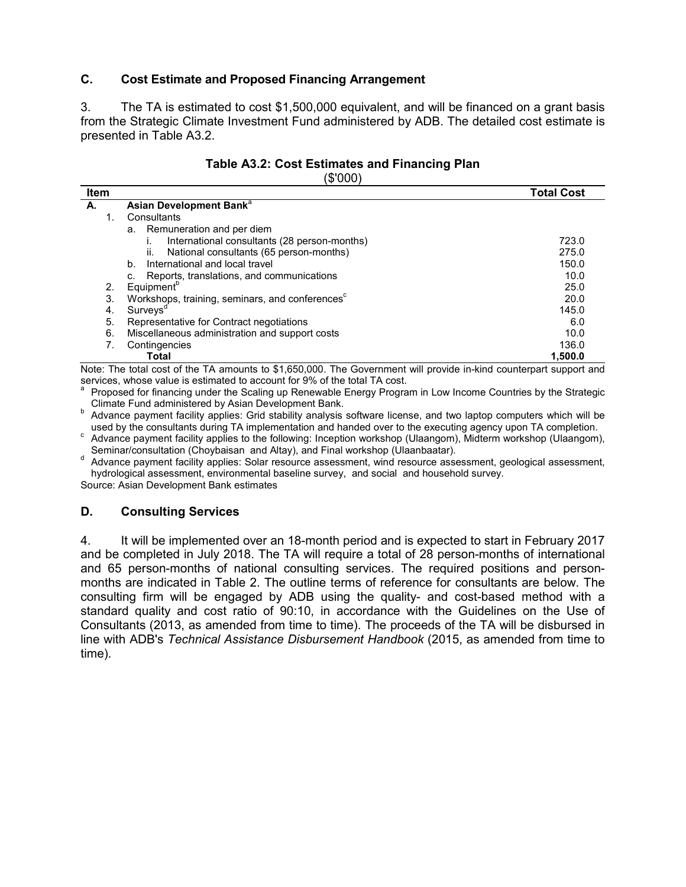### C. Cost Estimate and Proposed Financing Arrangement

3. The TA is estimated to cost $1,500,000 equivalent, and will be financed on a grant basis from the Strategic Climate Investment Fund administered by ADB. The detailed cost estimate is presented in Table A3.2.

**Table A3.2: Cost Estimates and Financing Plan**
($'000)

| Item | | Total Cost |
|---|---|---|
| A. | **Asian Development Bank**[a] | |
| | 1. Consultants | |
| | a. Remuneration and per diem | |
| | i. International consultants (28 person-months) | 723.0 |
| | ii. National consultants (65 person-months) | 275.0 |
| | b. International and local travel | 150.0 |
| | c. Reports, translations, and communications | 10.0 |
| | 2. Equipment[b] | 25.0 |
| | 3. Workshops, training, seminars, and conferences[c] | 20.0 |
| | 4. Surveys[d] | 145.0 |
| | 5. Representative for Contract negotiations | 6.0 |
| | 6. Miscellaneous administration and support costs | 10.0 |
| | 7. Contingencies | 136.0 |
| | **Total** | **1,500.0** |

Note: The total cost of the TA amounts to $1,650,000. The Government will provide in-kind counterpart support and services, whose value is estimated to account for 9% of the total TA cost.

[a] Proposed for financing under the Scaling up Renewable Energy Program in Low Income Countries by the Strategic Climate Fund administered by Asian Development Bank.

[b] Advance payment facility applies: Grid stability analysis software license, and two laptop computers which will be used by the consultants during TA implementation and handed over to the executing agency upon TA completion.

[c] Advance payment facility applies to the following: Inception workshop (Ulaangom), Midterm workshop (Ulaangom), Seminar/consultation (Choybaisan and Altay), and Final workshop (Ulaanbaatar).

[d] Advance payment facility applies: Solar resource assessment, wind resource assessment, geological assessment, hydrological assessment, environmental baseline survey, and social and household survey.

Source: Asian Development Bank estimates

### D. Consulting Services

4. It will be implemented over an 18-month period and is expected to start in February 2017 and be completed in July 2018. The TA will require a total of 28 person-months of international and 65 person-months of national consulting services. The required positions and person-months are indicated in Table 2. The outline terms of reference for consultants are below. The consulting firm will be engaged by ADB using the quality- and cost-based method with a standard quality and cost ratio of 90:10, in accordance with the Guidelines on the Use of Consultants (2013, as amended from time to time). The proceeds of the TA will be disbursed in line with ADB's *Technical Assistance Disbursement Handbook* (2015, as amended from time to time).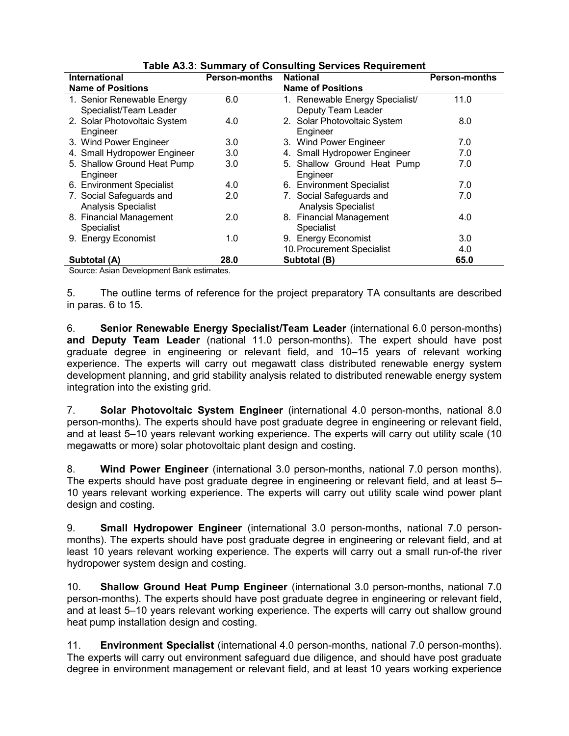**Table A3.3: Summary of Consulting Services Requirement**

| International Name of Positions | Person-months | National Name of Positions | Person-months |
|---|---|---|---|
| 1. Senior Renewable Energy Specialist/Team Leader | 6.0 | 1. Renewable Energy Specialist/ Deputy Team Leader | 11.0 |
| 2. Solar Photovoltaic System Engineer | 4.0 | 2. Solar Photovoltaic System Engineer | 8.0 |
| 3. Wind Power Engineer | 3.0 | 3. Wind Power Engineer | 7.0 |
| 4. Small Hydropower Engineer | 3.0 | 4. Small Hydropower Engineer | 7.0 |
| 5. Shallow Ground Heat Pump Engineer | 3.0 | 5. Shallow Ground Heat Pump Engineer | 7.0 |
| 6. Environment Specialist | 4.0 | 6. Environment Specialist | 7.0 |
| 7. Social Safeguards and Analysis Specialist | 2.0 | 7. Social Safeguards and Analysis Specialist | 7.0 |
| 8. Financial Management Specialist | 2.0 | 8. Financial Management Specialist | 4.0 |
| 9. Energy Economist | 1.0 | 9. Energy Economist | 3.0 |
| | | 10. Procurement Specialist | 4.0 |
| **Subtotal (A)** | **28.0** | **Subtotal (B)** | **65.0** |

Source: Asian Development Bank estimates.

5. The outline terms of reference for the project preparatory TA consultants are described in paras. 6 to 15.

6. **Senior Renewable Energy Specialist/Team Leader** (international 6.0 person-months) **and Deputy Team Leader** (national 11.0 person-months). The expert should have post graduate degree in engineering or relevant field, and 10–15 years of relevant working experience. The experts will carry out megawatt class distributed renewable energy system development planning, and grid stability analysis related to distributed renewable energy system integration into the existing grid.

7. **Solar Photovoltaic System Engineer** (international 4.0 person-months, national 8.0 person-months). The experts should have post graduate degree in engineering or relevant field, and at least 5–10 years relevant working experience. The experts will carry out utility scale (10 megawatts or more) solar photovoltaic plant design and costing.

8. **Wind Power Engineer** (international 3.0 person-months, national 7.0 person months). The experts should have post graduate degree in engineering or relevant field, and at least 5–10 years relevant working experience. The experts will carry out utility scale wind power plant design and costing.

9. **Small Hydropower Engineer** (international 3.0 person-months, national 7.0 person-months). The experts should have post graduate degree in engineering or relevant field, and at least 10 years relevant working experience. The experts will carry out a small run-of-the river hydropower system design and costing.

10. **Shallow Ground Heat Pump Engineer** (international 3.0 person-months, national 7.0 person-months). The experts should have post graduate degree in engineering or relevant field, and at least 5–10 years relevant working experience. The experts will carry out shallow ground heat pump installation design and costing.

11. **Environment Specialist** (international 4.0 person-months, national 7.0 person-months). The experts will carry out environment safeguard due diligence, and should have post graduate degree in environment management or relevant field, and at least 10 years working experience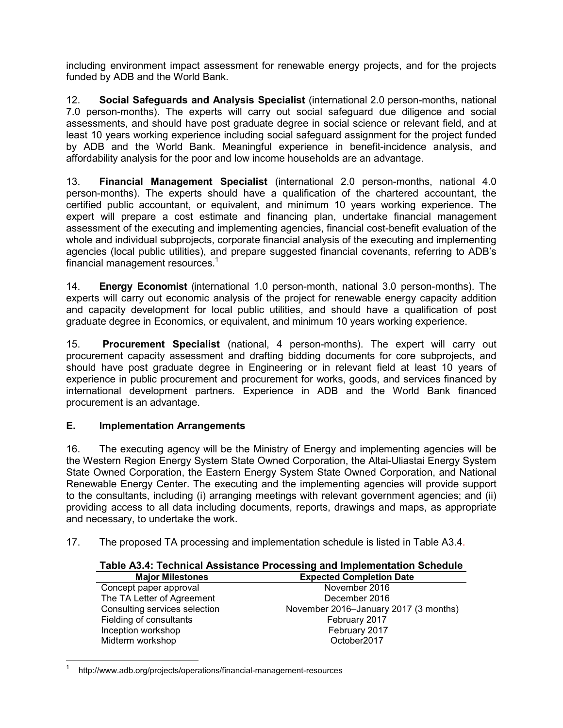including environment impact assessment for renewable energy projects, and for the projects funded by ADB and the World Bank.

12. **Social Safeguards and Analysis Specialist** (international 2.0 person-months, national 7.0 person-months). The experts will carry out social safeguard due diligence and social assessments, and should have post graduate degree in social science or relevant field, and at least 10 years working experience including social safeguard assignment for the project funded by ADB and the World Bank. Meaningful experience in benefit-incidence analysis, and affordability analysis for the poor and low income households are an advantage.

13. **Financial Management Specialist** (international 2.0 person-months, national 4.0 person-months). The experts should have a qualification of the chartered accountant, the certified public accountant, or equivalent, and minimum 10 years working experience. The expert will prepare a cost estimate and financing plan, undertake financial management assessment of the executing and implementing agencies, financial cost-benefit evaluation of the whole and individual subprojects, corporate financial analysis of the executing and implementing agencies (local public utilities), and prepare suggested financial covenants, referring to ADB's financial management resources.[1]

14. **Energy Economist** (international 1.0 person-month, national 3.0 person-months). The experts will carry out economic analysis of the project for renewable energy capacity addition and capacity development for local public utilities, and should have a qualification of post graduate degree in Economics, or equivalent, and minimum 10 years working experience.

15. **Procurement Specialist** (national, 4 person-months). The expert will carry out procurement capacity assessment and drafting bidding documents for core subprojects, and should have post graduate degree in Engineering or in relevant field at least 10 years of experience in public procurement and procurement for works, goods, and services financed by international development partners. Experience in ADB and the World Bank financed procurement is an advantage.

### E. Implementation Arrangements

16. The executing agency will be the Ministry of Energy and implementing agencies will be the Western Region Energy System State Owned Corporation, the Altai-Uliastai Energy System State Owned Corporation, the Eastern Energy System State Owned Corporation, and National Renewable Energy Center. The executing and the implementing agencies will provide support to the consultants, including (i) arranging meetings with relevant government agencies; and (ii) providing access to all data including documents, reports, drawings and maps, as appropriate and necessary, to undertake the work.

17. The proposed TA processing and implementation schedule is listed in Table A3.4.

**Table A3.4: Technical Assistance Processing and Implementation Schedule**

| Major Milestones | Expected Completion Date |
|---|---|
| Concept paper approval | November 2016 |
| The TA Letter of Agreement | December 2016 |
| Consulting services selection | November 2016–January 2017 (3 months) |
| Fielding of consultants | February 2017 |
| Inception workshop | February 2017 |
| Midterm workshop | October2017 |

[1] http://www.adb.org/projects/operations/financial-management-resources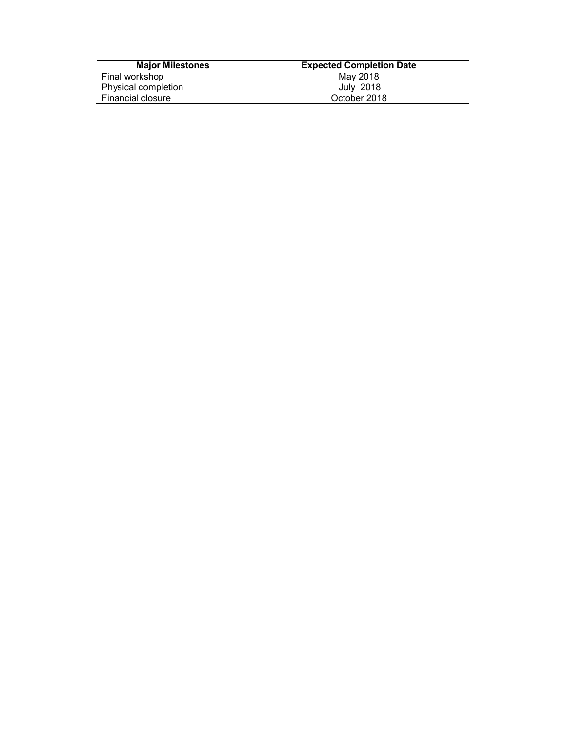| Major Milestones | Expected Completion Date |
| --- | --- |
| Final workshop | May 2018 |
| Physical completion | July 2018 |
| Financial closure | October 2018 |